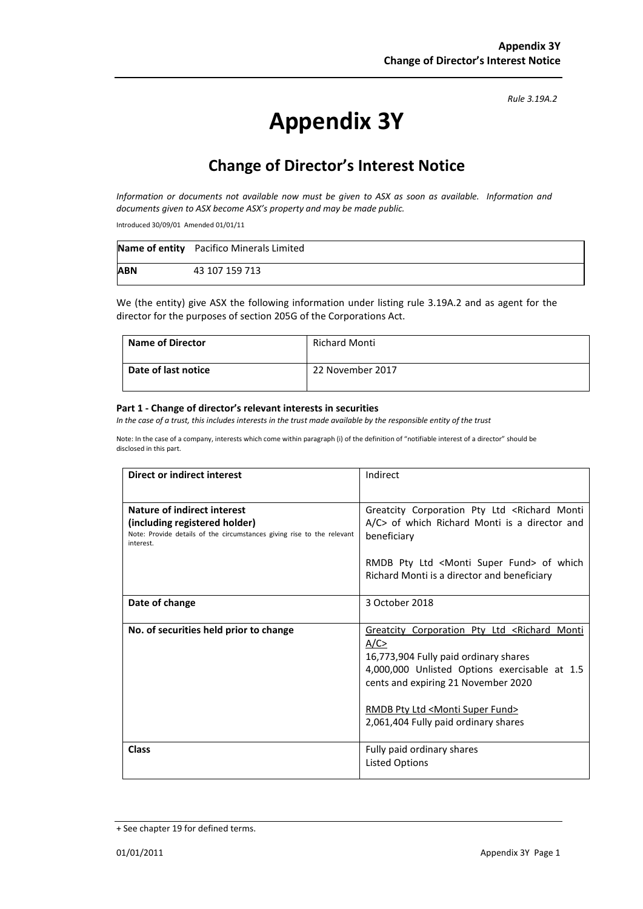*Rule 3.19A.2*

# Appendix 3Y

## Change of Director's Interest Notice

*Information or documents not available now must be given to ASX as soon as available. Information and documents given to ASX become ASX's property and may be made public.*

Introduced 30/09/01 Amended 01/01/11

| **Name of entity** | Pacifico Minerals Limited |
|---|---|
| **ABN** | 43 107 159 713 |

We (the entity) give ASX the following information under listing rule 3.19A.2 and as agent for the director for the purposes of section 205G of the Corporations Act.

| **Name of Director** | Richard Monti |
|---|---|
| **Date of last notice** | 22 November 2017 |

#### Part 1 - Change of director's relevant interests in securities

*In the case of a trust, this includes interests in the trust made available by the responsible entity of the trust*

Note: In the case of a company, interests which come within paragraph (i) of the definition of "notifiable interest of a director" should be disclosed in this part.

| **Direct or indirect interest** | Indirect |
|---|---|
| **Nature of indirect interest (including registered holder)**<br>Note: Provide details of the circumstances giving rise to the relevant interest. | Greatcity Corporation Pty Ltd <Richard Monti A/C> of which Richard Monti is a director and beneficiary<br><br>RMDB Pty Ltd <Monti Super Fund> of which Richard Monti is a director and beneficiary |
| **Date of change** | 3 October 2018 |
| **No. of securities held prior to change** | <u>Greatcity Corporation Pty Ltd <Richard Monti A/C></u><br>16,773,904 Fully paid ordinary shares<br>4,000,000 Unlisted Options exercisable at 1.5 cents and expiring 21 November 2020<br><br><u>RMDB Pty Ltd <Monti Super Fund></u><br>2,061,404 Fully paid ordinary shares |
| **Class** | Fully paid ordinary shares<br>Listed Options |

+ See chapter 19 for defined terms.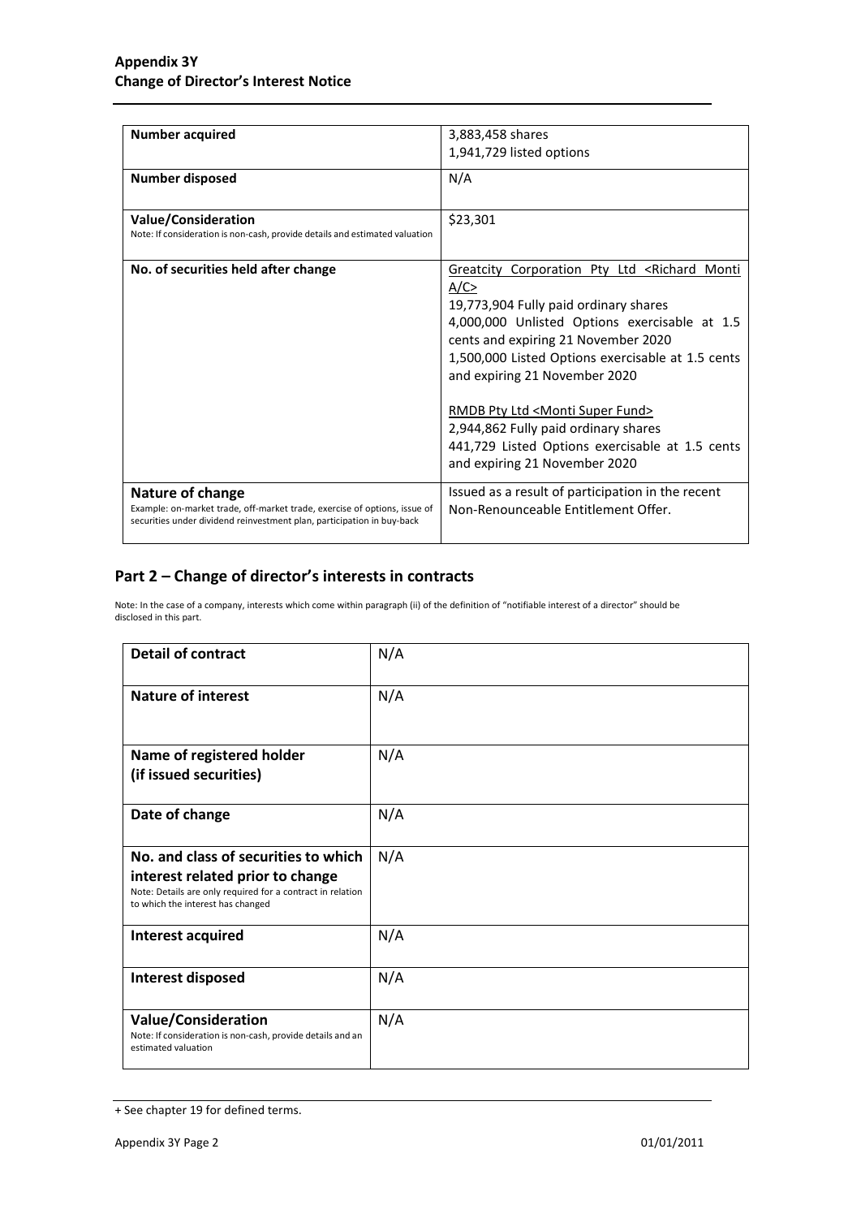| **Number acquired** | 3,883,458 shares<br>1,941,729 listed options |
|---|---|
| **Number disposed** | N/A |
| **Value/Consideration**<br>Note: If consideration is non-cash, provide details and estimated valuation | $23,301 |
| **No. of securities held after change** | <u>Greatcity Corporation Pty Ltd <Richard Monti A/C></u><br>19,773,904 Fully paid ordinary shares<br>4,000,000 Unlisted Options exercisable at 1.5 cents and expiring 21 November 2020<br>1,500,000 Listed Options exercisable at 1.5 cents and expiring 21 November 2020<br><br><u>RMDB Pty Ltd <Monti Super Fund></u><br>2,944,862 Fully paid ordinary shares<br>441,729 Listed Options exercisable at 1.5 cents and expiring 21 November 2020 |
| **Nature of change**<br>Example: on-market trade, off-market trade, exercise of options, issue of securities under dividend reinvestment plan, participation in buy-back | Issued as a result of participation in the recent Non-Renounceable Entitlement Offer. |

## Part 2 – Change of director's interests in contracts

Note: In the case of a company, interests which come within paragraph (ii) of the definition of "notifiable interest of a director" should be disclosed in this part.

| **Detail of contract** | N/A |
|---|---|
| **Nature of interest** | N/A |
| **Name of registered holder (if issued securities)** | N/A |
| **Date of change** | N/A |
| **No. and class of securities to which interest related prior to change**<br>Note: Details are only required for a contract in relation to which the interest has changed | N/A |
| **Interest acquired** | N/A |
| **Interest disposed** | N/A |
| **Value/Consideration**<br>Note: If consideration is non-cash, provide details and an estimated valuation | N/A |

+ See chapter 19 for defined terms.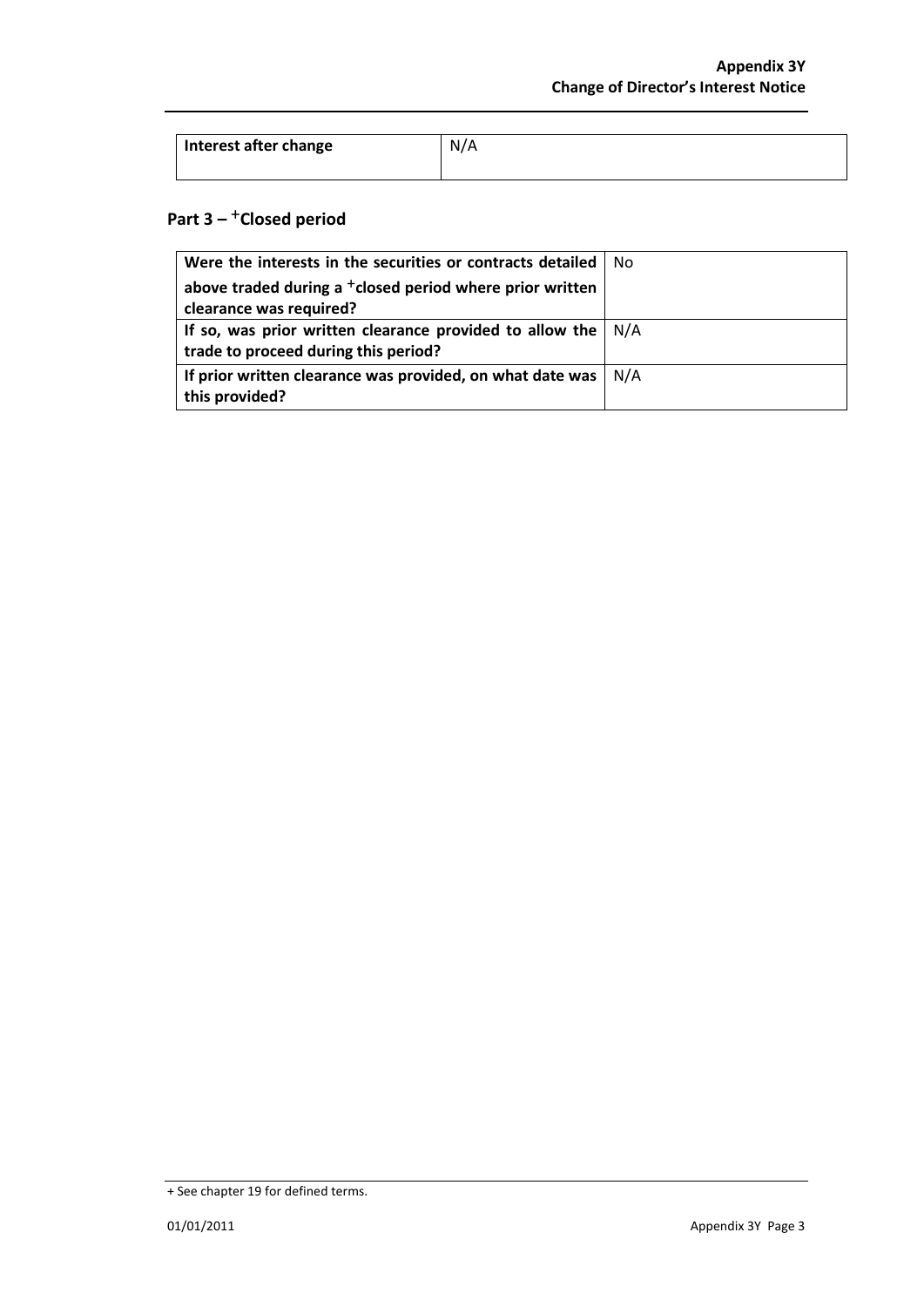| | |
|---|---|
| **Interest after change** | N/A |

## Part 3 – +Closed period

| | |
|---|---|
| **Were the interests in the securities or contracts detailed above traded during a +closed period where prior written clearance was required?** | No |
| **If so, was prior written clearance provided to allow the trade to proceed during this period?** | N/A |
| **If prior written clearance was provided, on what date was this provided?** | N/A |

+ See chapter 19 for defined terms.